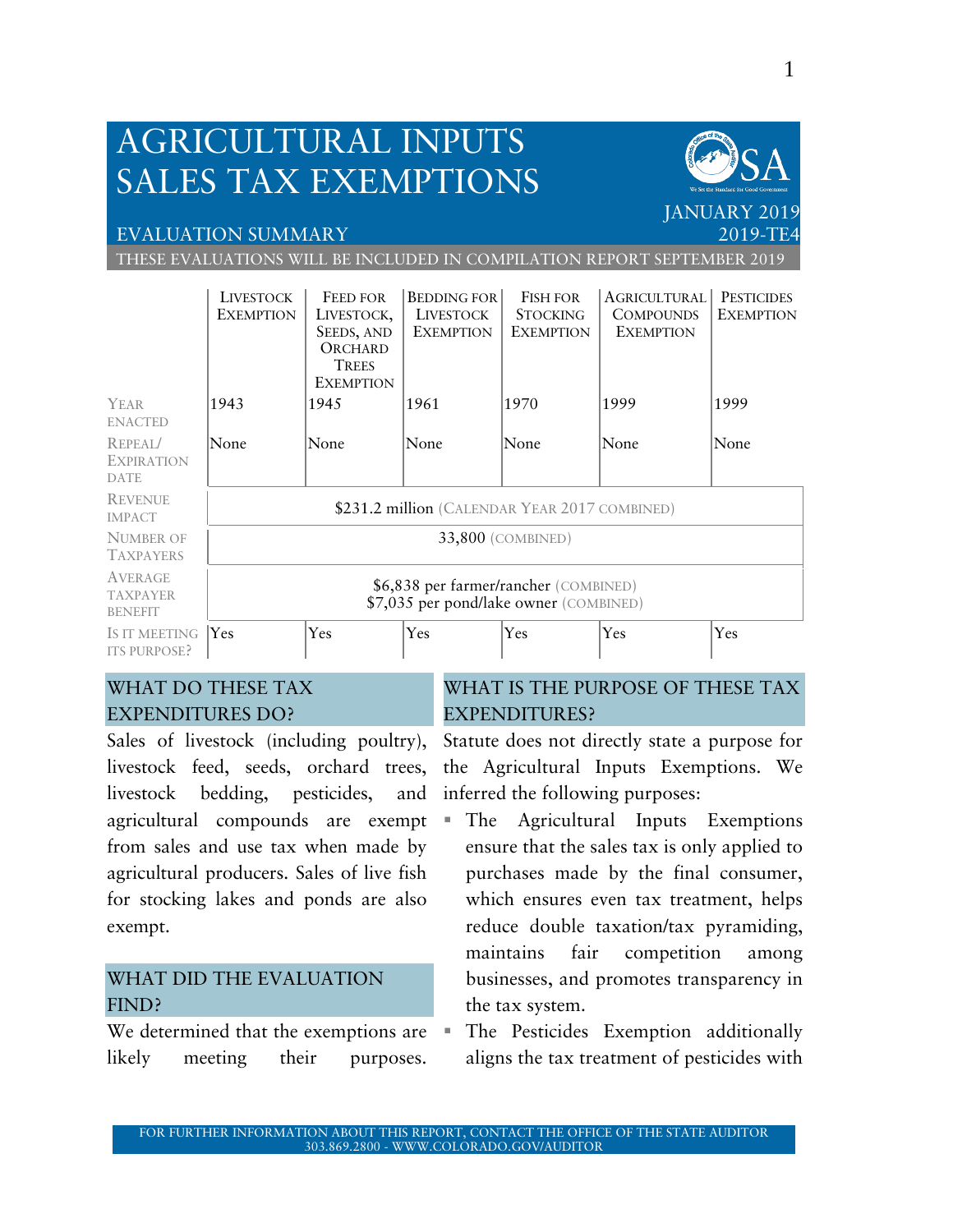# AGRICULTURAL INPUTS SALES TAX EXEMPTIONS

JANUARY 2019
2019-TE4

## EVALUATION SUMMARY

THESE EVALUATIONS WILL BE INCLUDED IN COMPILATION REPORT SEPTEMBER 2019

| | Livestock Exemption | Feed for Livestock, Seeds, and Orchard Trees Exemption | Bedding for Livestock Exemption | Fish for Stocking Exemption | Agricultural Compounds Exemption | Pesticides Exemption |
|---|---|---|---|---|---|---|
| Year Enacted | 1943 | 1945 | 1961 | 1970 | 1999 | 1999 |
| Repeal/ Expiration Date | None | None | None | None | None | None |
| Revenue Impact | $231.2 million (Calendar Year 2017 combined) | | | | | |
| Number of Taxpayers | 33,800 (combined) | | | | | |
| Average Taxpayer Benefit | $6,838 per farmer/rancher (combined)<br>$7,035 per pond/lake owner (combined) | | | | | |
| Is it meeting its purpose? | Yes | Yes | Yes | Yes | Yes | Yes |

## WHAT DO THESE TAX EXPENDITURES DO?

Sales of livestock (including poultry), livestock feed, seeds, orchard trees, livestock bedding, pesticides, and agricultural compounds are exempt from sales and use tax when made by agricultural producers. Sales of live fish for stocking lakes and ponds are also exempt.

## WHAT DID THE EVALUATION FIND?

We determined that the exemptions are likely meeting their purposes.

## WHAT IS THE PURPOSE OF THESE TAX EXPENDITURES?

Statute does not directly state a purpose for the Agricultural Inputs Exemptions. We inferred the following purposes:

- The Agricultural Inputs Exemptions ensure that the sales tax is only applied to purchases made by the final consumer, which ensures even tax treatment, helps reduce double taxation/tax pyramiding, maintains fair competition among businesses, and promotes transparency in the tax system.
- The Pesticides Exemption additionally aligns the tax treatment of pesticides with

FOR FURTHER INFORMATION ABOUT THIS REPORT, CONTACT THE OFFICE OF THE STATE AUDITOR
303.869.2800 - WWW.COLORADO.GOV/AUDITOR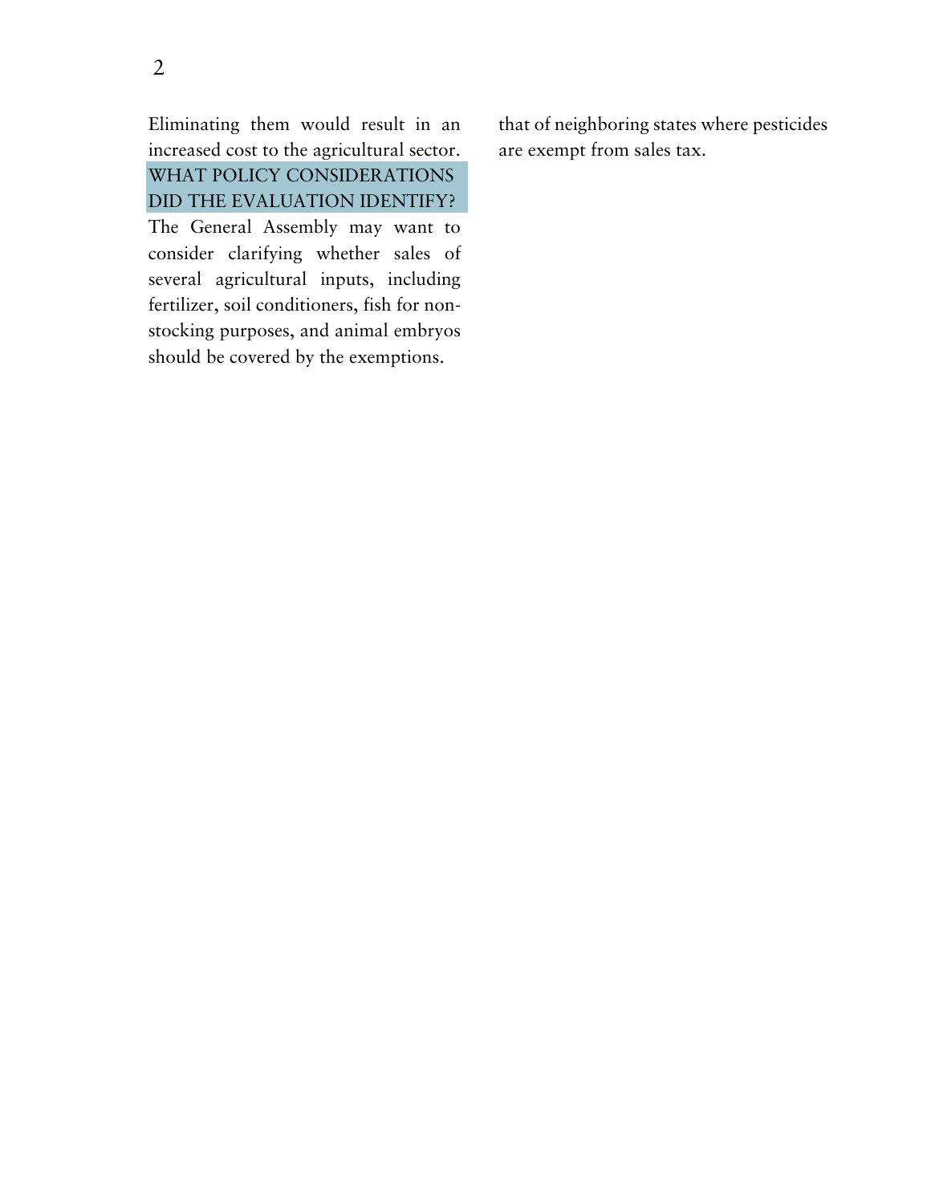Eliminating them would result in an increased cost to the agricultural sector.

## WHAT POLICY CONSIDERATIONS DID THE EVALUATION IDENTIFY?

The General Assembly may want to consider clarifying whether sales of several agricultural inputs, including fertilizer, soil conditioners, fish for non-stocking purposes, and animal embryos should be covered by the exemptions.

that of neighboring states where pesticides are exempt from sales tax.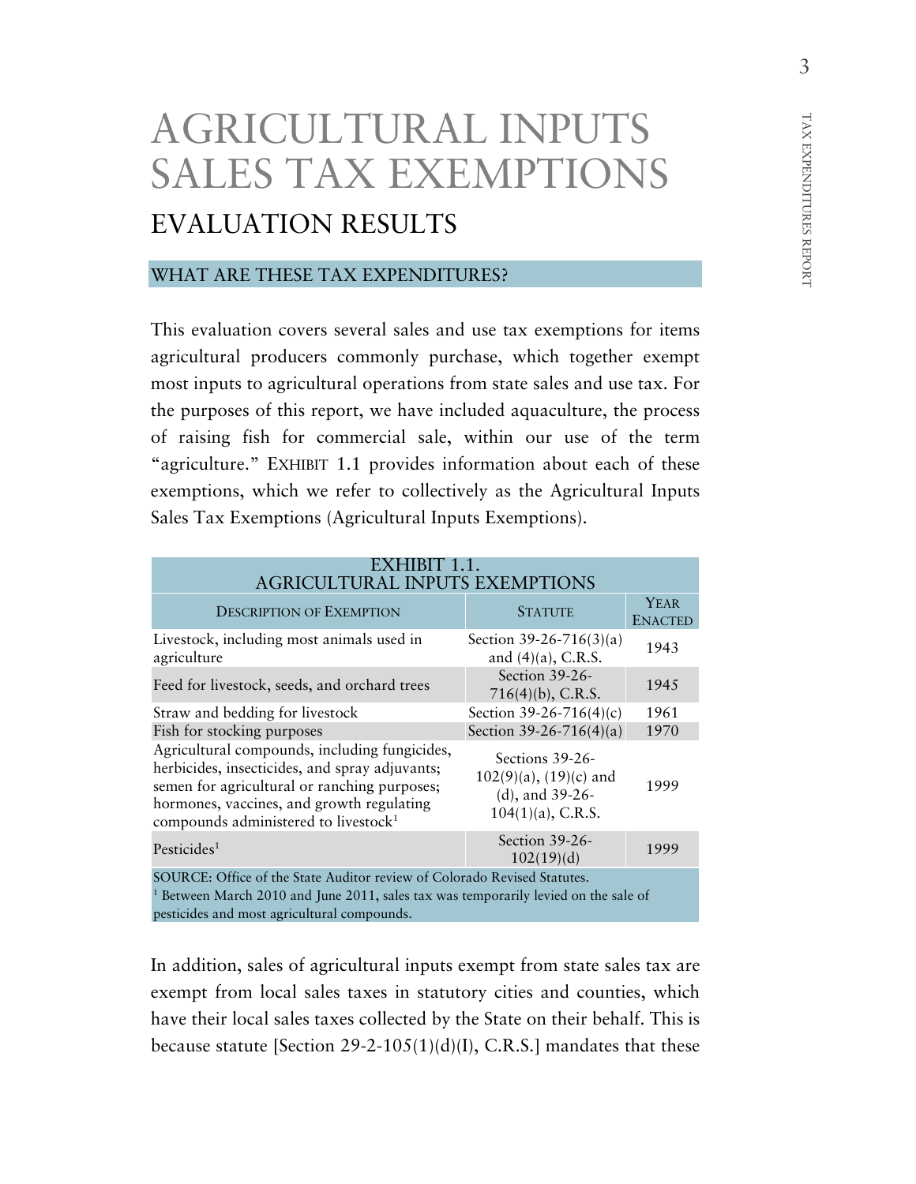# AGRICULTURAL INPUTS SALES TAX EXEMPTIONS

## EVALUATION RESULTS

### WHAT ARE THESE TAX EXPENDITURES?

This evaluation covers several sales and use tax exemptions for items agricultural producers commonly purchase, which together exempt most inputs to agricultural operations from state sales and use tax. For the purposes of this report, we have included aquaculture, the process of raising fish for commercial sale, within our use of the term "agriculture." EXHIBIT 1.1 provides information about each of these exemptions, which we refer to collectively as the Agricultural Inputs Sales Tax Exemptions (Agricultural Inputs Exemptions).

EXHIBIT 1.1.
AGRICULTURAL INPUTS EXEMPTIONS

| DESCRIPTION OF EXEMPTION | STATUTE | YEAR ENACTED |
|---|---|---|
| Livestock, including most animals used in agriculture | Section 39-26-716(3)(a) and (4)(a), C.R.S. | 1943 |
| Feed for livestock, seeds, and orchard trees | Section 39-26-716(4)(b), C.R.S. | 1945 |
| Straw and bedding for livestock | Section 39-26-716(4)(c) | 1961 |
| Fish for stocking purposes | Section 39-26-716(4)(a) | 1970 |
| Agricultural compounds, including fungicides, herbicides, insecticides, and spray adjuvants; semen for agricultural or ranching purposes; hormones, vaccines, and growth regulating compounds administered to livestock[1] | Sections 39-26-102(9)(a), (19)(c) and (d), and 39-26-104(1)(a), C.R.S. | 1999 |
| Pesticides[1] | Section 39-26-102(19)(d) | 1999 |

SOURCE: Office of the State Auditor review of Colorado Revised Statutes.
[1] Between March 2010 and June 2011, sales tax was temporarily levied on the sale of pesticides and most agricultural compounds.

In addition, sales of agricultural inputs exempt from state sales tax are exempt from local sales taxes in statutory cities and counties, which have their local sales taxes collected by the State on their behalf. This is because statute [Section 29-2-105(1)(d)(I), C.R.S.] mandates that these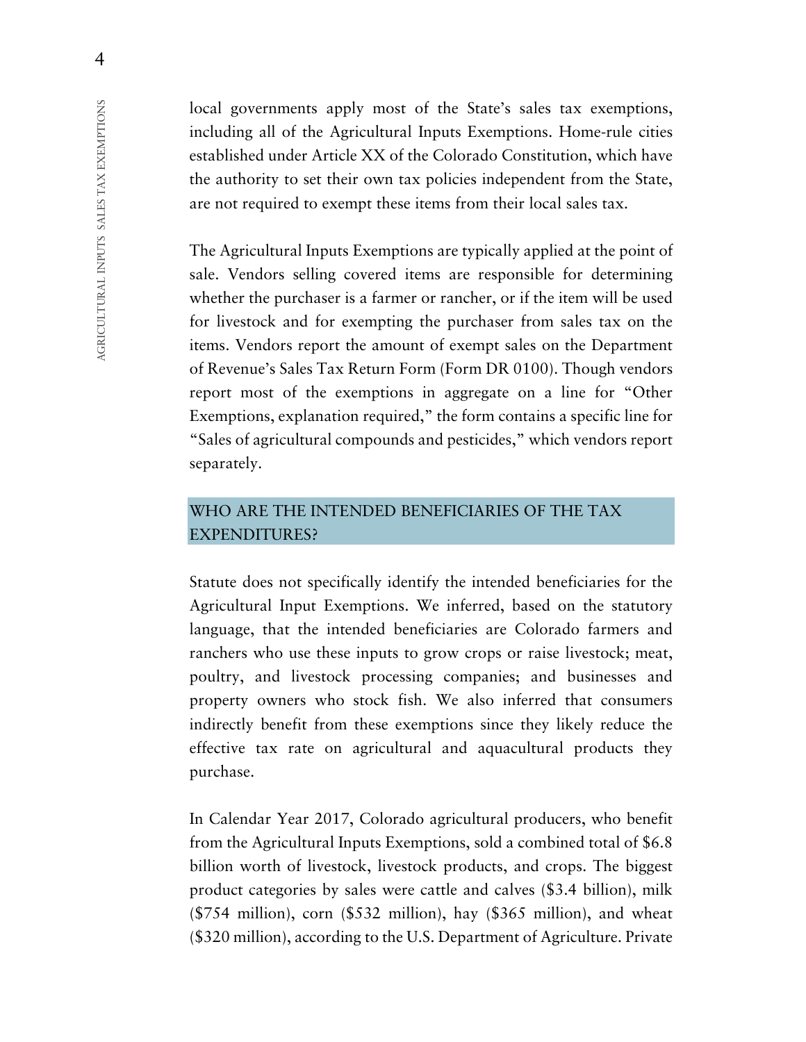local governments apply most of the State's sales tax exemptions, including all of the Agricultural Inputs Exemptions. Home-rule cities established under Article XX of the Colorado Constitution, which have the authority to set their own tax policies independent from the State, are not required to exempt these items from their local sales tax.

The Agricultural Inputs Exemptions are typically applied at the point of sale. Vendors selling covered items are responsible for determining whether the purchaser is a farmer or rancher, or if the item will be used for livestock and for exempting the purchaser from sales tax on the items. Vendors report the amount of exempt sales on the Department of Revenue's Sales Tax Return Form (Form DR 0100). Though vendors report most of the exemptions in aggregate on a line for "Other Exemptions, explanation required," the form contains a specific line for "Sales of agricultural compounds and pesticides," which vendors report separately.

## WHO ARE THE INTENDED BENEFICIARIES OF THE TAX EXPENDITURES?

Statute does not specifically identify the intended beneficiaries for the Agricultural Input Exemptions. We inferred, based on the statutory language, that the intended beneficiaries are Colorado farmers and ranchers who use these inputs to grow crops or raise livestock; meat, poultry, and livestock processing companies; and businesses and property owners who stock fish. We also inferred that consumers indirectly benefit from these exemptions since they likely reduce the effective tax rate on agricultural and aquacultural products they purchase.

In Calendar Year 2017, Colorado agricultural producers, who benefit from the Agricultural Inputs Exemptions, sold a combined total of $6.8 billion worth of livestock, livestock products, and crops. The biggest product categories by sales were cattle and calves ($3.4 billion), milk ($754 million), corn ($532 million), hay ($365 million), and wheat ($320 million), according to the U.S. Department of Agriculture. Private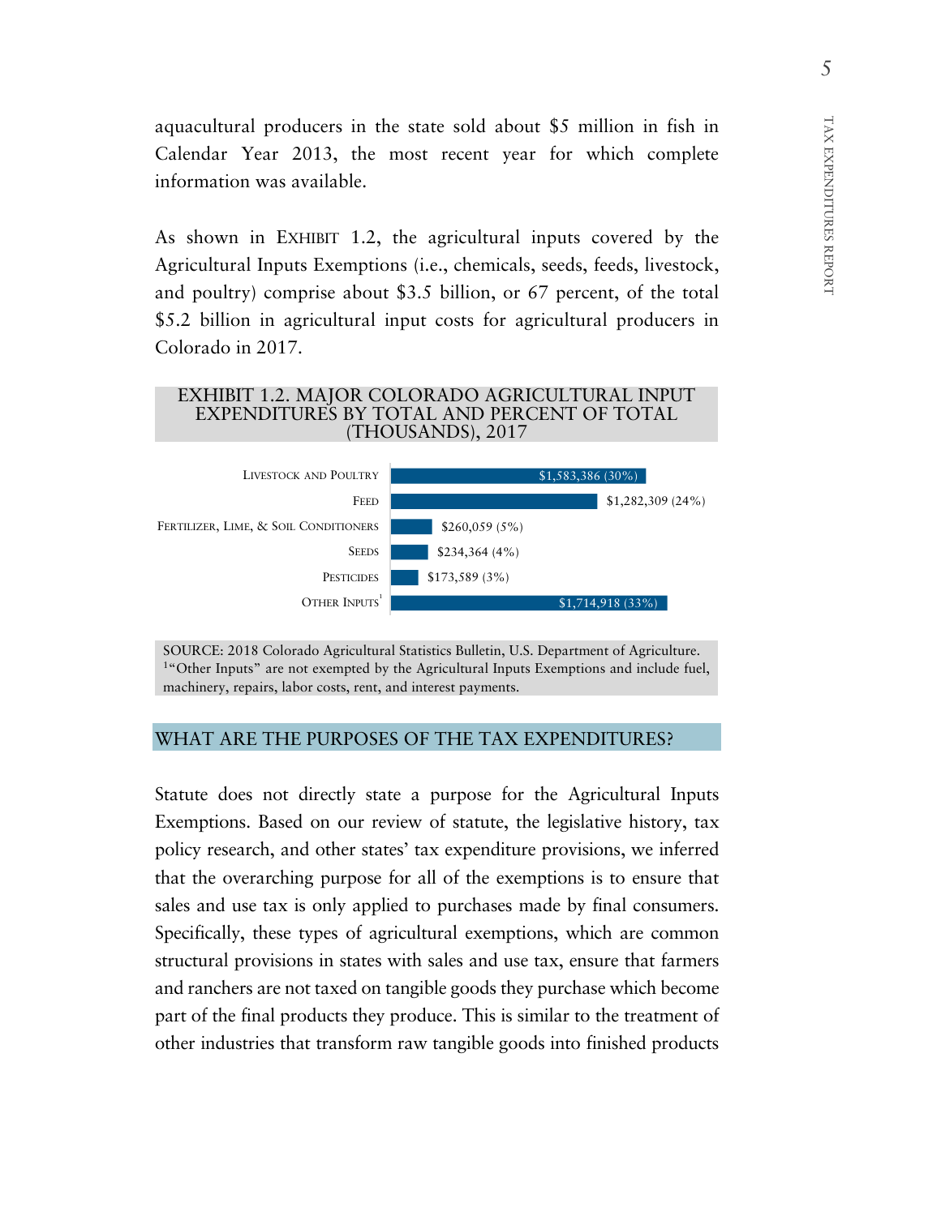aquacultural producers in the state sold about $5 million in fish in Calendar Year 2013, the most recent year for which complete information was available.

As shown in EXHIBIT 1.2, the agricultural inputs covered by the Agricultural Inputs Exemptions (i.e., chemicals, seeds, feeds, livestock, and poultry) comprise about $3.5 billion, or 67 percent, of the total $5.2 billion in agricultural input costs for agricultural producers in Colorado in 2017.

**EXHIBIT 1.2. MAJOR COLORADO AGRICULTURAL INPUT EXPENDITURES BY TOTAL AND PERCENT OF TOTAL (THOUSANDS), 2017**

| Input | Expenditure (Percent of Total) |
|---|---|
| Livestock and Poultry | $1,583,386 (30%) |
| Feed | $1,282,309 (24%) |
| Fertilizer, Lime, & Soil Conditioners | $260,059 (5%) |
| Seeds | $234,364 (4%) |
| Pesticides | $173,589 (3%) |
| Other Inputs[1] | $1,714,918 (33%) |

SOURCE: 2018 Colorado Agricultural Statistics Bulletin, U.S. Department of Agriculture.
[1]"Other Inputs" are not exempted by the Agricultural Inputs Exemptions and include fuel, machinery, repairs, labor costs, rent, and interest payments.

## WHAT ARE THE PURPOSES OF THE TAX EXPENDITURES?

Statute does not directly state a purpose for the Agricultural Inputs Exemptions. Based on our review of statute, the legislative history, tax policy research, and other states' tax expenditure provisions, we inferred that the overarching purpose for all of the exemptions is to ensure that sales and use tax is only applied to purchases made by final consumers. Specifically, these types of agricultural exemptions, which are common structural provisions in states with sales and use tax, ensure that farmers and ranchers are not taxed on tangible goods they purchase which become part of the final products they produce. This is similar to the treatment of other industries that transform raw tangible goods into finished products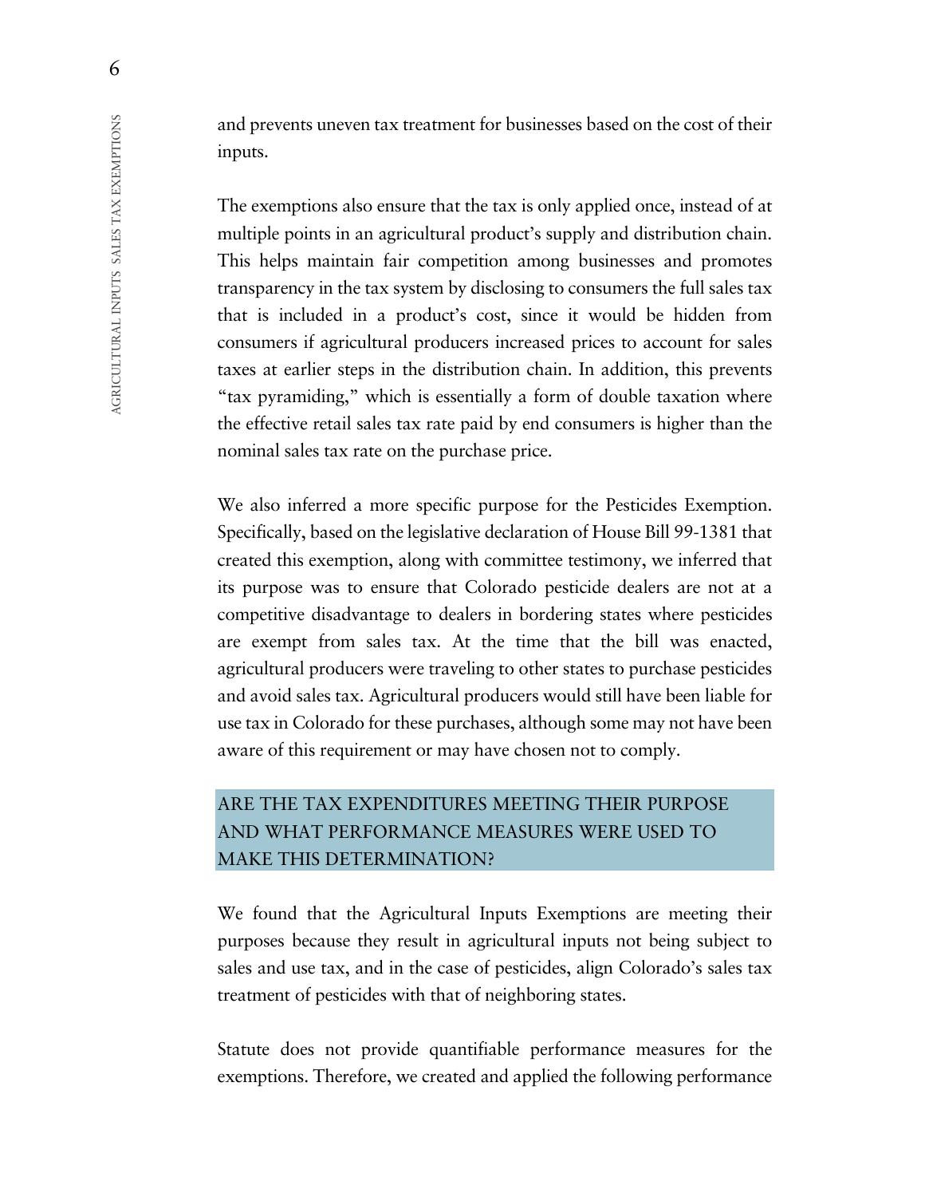and prevents uneven tax treatment for businesses based on the cost of their inputs.

The exemptions also ensure that the tax is only applied once, instead of at multiple points in an agricultural product's supply and distribution chain. This helps maintain fair competition among businesses and promotes transparency in the tax system by disclosing to consumers the full sales tax that is included in a product's cost, since it would be hidden from consumers if agricultural producers increased prices to account for sales taxes at earlier steps in the distribution chain. In addition, this prevents "tax pyramiding," which is essentially a form of double taxation where the effective retail sales tax rate paid by end consumers is higher than the nominal sales tax rate on the purchase price.

We also inferred a more specific purpose for the Pesticides Exemption. Specifically, based on the legislative declaration of House Bill 99-1381 that created this exemption, along with committee testimony, we inferred that its purpose was to ensure that Colorado pesticide dealers are not at a competitive disadvantage to dealers in bordering states where pesticides are exempt from sales tax. At the time that the bill was enacted, agricultural producers were traveling to other states to purchase pesticides and avoid sales tax. Agricultural producers would still have been liable for use tax in Colorado for these purchases, although some may not have been aware of this requirement or may have chosen not to comply.

## ARE THE TAX EXPENDITURES MEETING THEIR PURPOSE AND WHAT PERFORMANCE MEASURES WERE USED TO MAKE THIS DETERMINATION?

We found that the Agricultural Inputs Exemptions are meeting their purposes because they result in agricultural inputs not being subject to sales and use tax, and in the case of pesticides, align Colorado's sales tax treatment of pesticides with that of neighboring states.

Statute does not provide quantifiable performance measures for the exemptions. Therefore, we created and applied the following performance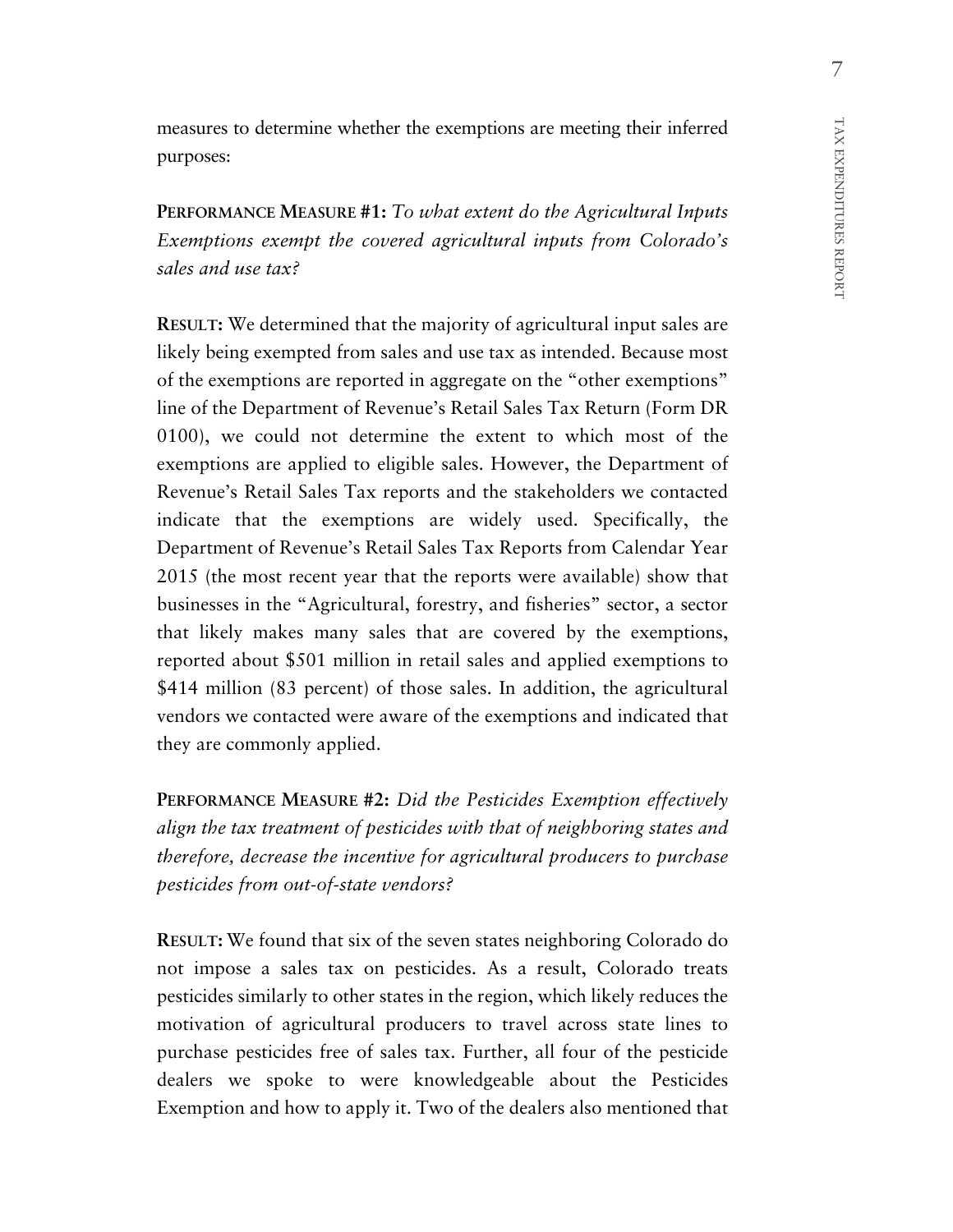measures to determine whether the exemptions are meeting their inferred purposes:

**PERFORMANCE MEASURE #1:** *To what extent do the Agricultural Inputs Exemptions exempt the covered agricultural inputs from Colorado's sales and use tax?*

**RESULT:** We determined that the majority of agricultural input sales are likely being exempted from sales and use tax as intended. Because most of the exemptions are reported in aggregate on the "other exemptions" line of the Department of Revenue's Retail Sales Tax Return (Form DR 0100), we could not determine the extent to which most of the exemptions are applied to eligible sales. However, the Department of Revenue's Retail Sales Tax reports and the stakeholders we contacted indicate that the exemptions are widely used. Specifically, the Department of Revenue's Retail Sales Tax Reports from Calendar Year 2015 (the most recent year that the reports were available) show that businesses in the "Agricultural, forestry, and fisheries" sector, a sector that likely makes many sales that are covered by the exemptions, reported about $501 million in retail sales and applied exemptions to $414 million (83 percent) of those sales. In addition, the agricultural vendors we contacted were aware of the exemptions and indicated that they are commonly applied.

**PERFORMANCE MEASURE #2:** *Did the Pesticides Exemption effectively align the tax treatment of pesticides with that of neighboring states and therefore, decrease the incentive for agricultural producers to purchase pesticides from out-of-state vendors?*

**RESULT:** We found that six of the seven states neighboring Colorado do not impose a sales tax on pesticides. As a result, Colorado treats pesticides similarly to other states in the region, which likely reduces the motivation of agricultural producers to travel across state lines to purchase pesticides free of sales tax. Further, all four of the pesticide dealers we spoke to were knowledgeable about the Pesticides Exemption and how to apply it. Two of the dealers also mentioned that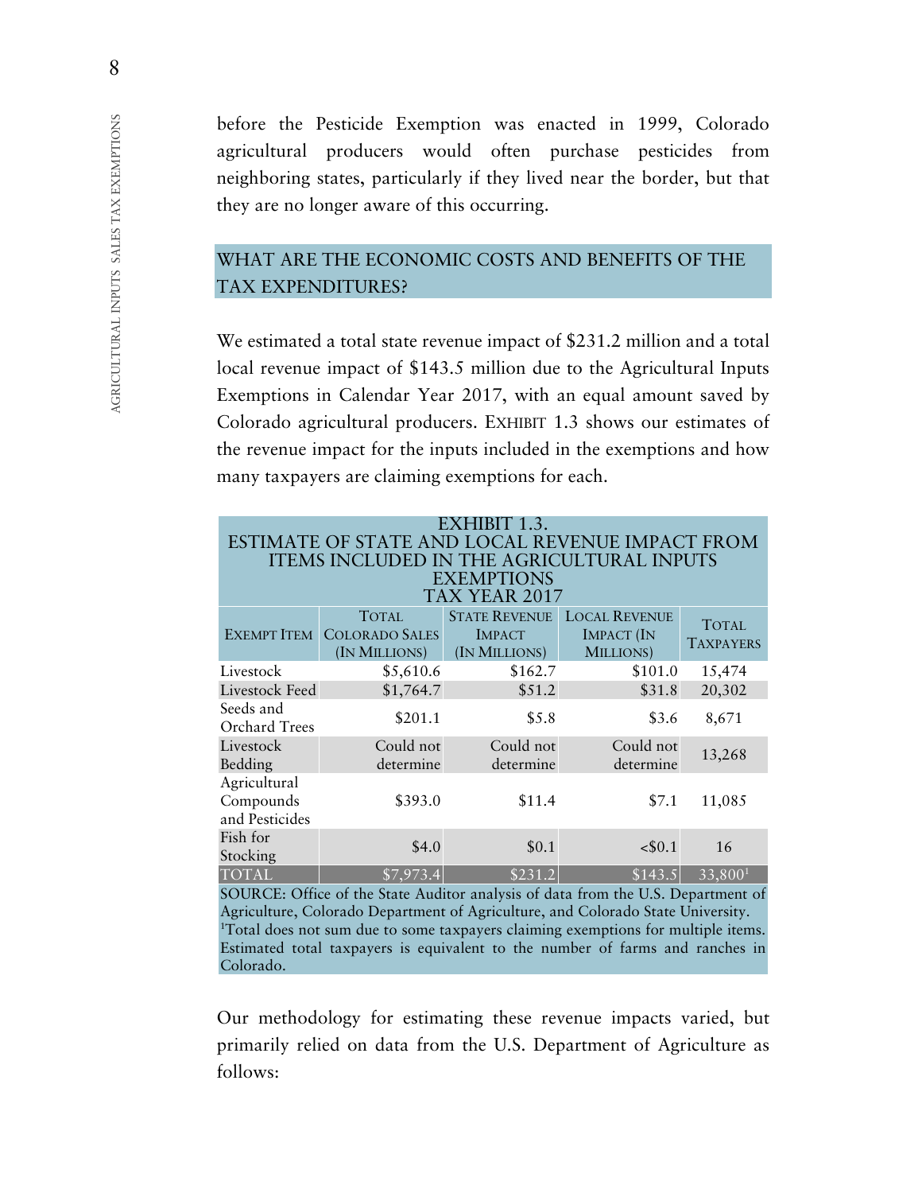before the Pesticide Exemption was enacted in 1999, Colorado agricultural producers would often purchase pesticides from neighboring states, particularly if they lived near the border, but that they are no longer aware of this occurring.

## WHAT ARE THE ECONOMIC COSTS AND BENEFITS OF THE TAX EXPENDITURES?

We estimated a total state revenue impact of $231.2 million and a total local revenue impact of $143.5 million due to the Agricultural Inputs Exemptions in Calendar Year 2017, with an equal amount saved by Colorado agricultural producers. EXHIBIT 1.3 shows our estimates of the revenue impact for the inputs included in the exemptions and how many taxpayers are claiming exemptions for each.

EXHIBIT 1.3.
ESTIMATE OF STATE AND LOCAL REVENUE IMPACT FROM ITEMS INCLUDED IN THE AGRICULTURAL INPUTS EXEMPTIONS
TAX YEAR 2017

| EXEMPT ITEM | TOTAL COLORADO SALES (IN MILLIONS) | STATE REVENUE IMPACT (IN MILLIONS) | LOCAL REVENUE IMPACT (IN MILLIONS) | TOTAL TAXPAYERS |
|---|---|---|---|---|
| Livestock | $5,610.6 | $162.7 | $101.0 | 15,474 |
| Livestock Feed | $1,764.7 | $51.2 | $31.8 | 20,302 |
| Seeds and Orchard Trees | $201.1 | $5.8 | $3.6 | 8,671 |
| Livestock Bedding | Could not determine | Could not determine | Could not determine | 13,268 |
| Agricultural Compounds and Pesticides | $393.0 | $11.4 | $7.1 | 11,085 |
| Fish for Stocking | $4.0 | $0.1 | <$0.1 | 16 |
| TOTAL | $7,973.4 | $231.2 | $143.5 | 33,800[1] |

SOURCE: Office of the State Auditor analysis of data from the U.S. Department of Agriculture, Colorado Department of Agriculture, and Colorado State University.
[1]Total does not sum due to some taxpayers claiming exemptions for multiple items. Estimated total taxpayers is equivalent to the number of farms and ranches in Colorado.

Our methodology for estimating these revenue impacts varied, but primarily relied on data from the U.S. Department of Agriculture as follows: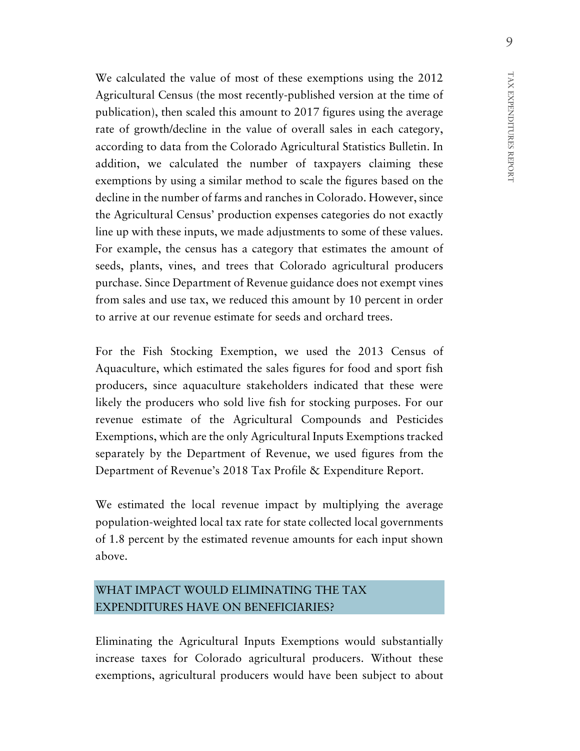We calculated the value of most of these exemptions using the 2012 Agricultural Census (the most recently-published version at the time of publication), then scaled this amount to 2017 figures using the average rate of growth/decline in the value of overall sales in each category, according to data from the Colorado Agricultural Statistics Bulletin. In addition, we calculated the number of taxpayers claiming these exemptions by using a similar method to scale the figures based on the decline in the number of farms and ranches in Colorado. However, since the Agricultural Census' production expenses categories do not exactly line up with these inputs, we made adjustments to some of these values. For example, the census has a category that estimates the amount of seeds, plants, vines, and trees that Colorado agricultural producers purchase. Since Department of Revenue guidance does not exempt vines from sales and use tax, we reduced this amount by 10 percent in order to arrive at our revenue estimate for seeds and orchard trees.

For the Fish Stocking Exemption, we used the 2013 Census of Aquaculture, which estimated the sales figures for food and sport fish producers, since aquaculture stakeholders indicated that these were likely the producers who sold live fish for stocking purposes. For our revenue estimate of the Agricultural Compounds and Pesticides Exemptions, which are the only Agricultural Inputs Exemptions tracked separately by the Department of Revenue, we used figures from the Department of Revenue's 2018 Tax Profile & Expenditure Report.

We estimated the local revenue impact by multiplying the average population-weighted local tax rate for state collected local governments of 1.8 percent by the estimated revenue amounts for each input shown above.

## WHAT IMPACT WOULD ELIMINATING THE TAX EXPENDITURES HAVE ON BENEFICIARIES?

Eliminating the Agricultural Inputs Exemptions would substantially increase taxes for Colorado agricultural producers. Without these exemptions, agricultural producers would have been subject to about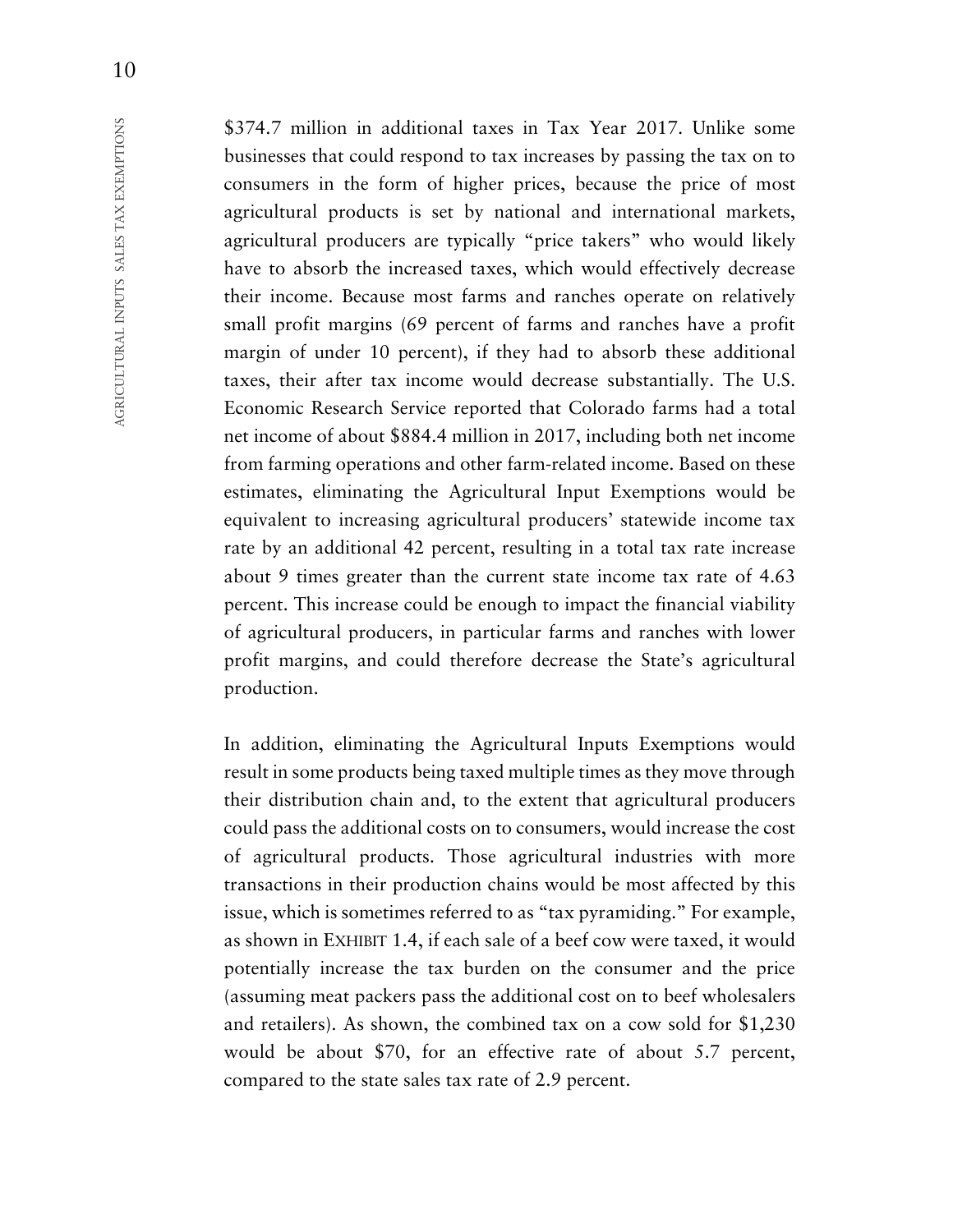$374.7 million in additional taxes in Tax Year 2017. Unlike some businesses that could respond to tax increases by passing the tax on to consumers in the form of higher prices, because the price of most agricultural products is set by national and international markets, agricultural producers are typically "price takers" who would likely have to absorb the increased taxes, which would effectively decrease their income. Because most farms and ranches operate on relatively small profit margins (69 percent of farms and ranches have a profit margin of under 10 percent), if they had to absorb these additional taxes, their after tax income would decrease substantially. The U.S. Economic Research Service reported that Colorado farms had a total net income of about $884.4 million in 2017, including both net income from farming operations and other farm-related income. Based on these estimates, eliminating the Agricultural Input Exemptions would be equivalent to increasing agricultural producers' statewide income tax rate by an additional 42 percent, resulting in a total tax rate increase about 9 times greater than the current state income tax rate of 4.63 percent. This increase could be enough to impact the financial viability of agricultural producers, in particular farms and ranches with lower profit margins, and could therefore decrease the State's agricultural production.

In addition, eliminating the Agricultural Inputs Exemptions would result in some products being taxed multiple times as they move through their distribution chain and, to the extent that agricultural producers could pass the additional costs on to consumers, would increase the cost of agricultural products. Those agricultural industries with more transactions in their production chains would be most affected by this issue, which is sometimes referred to as "tax pyramiding." For example, as shown in EXHIBIT 1.4, if each sale of a beef cow were taxed, it would potentially increase the tax burden on the consumer and the price (assuming meat packers pass the additional cost on to beef wholesalers and retailers). As shown, the combined tax on a cow sold for $1,230 would be about $70, for an effective rate of about 5.7 percent, compared to the state sales tax rate of 2.9 percent.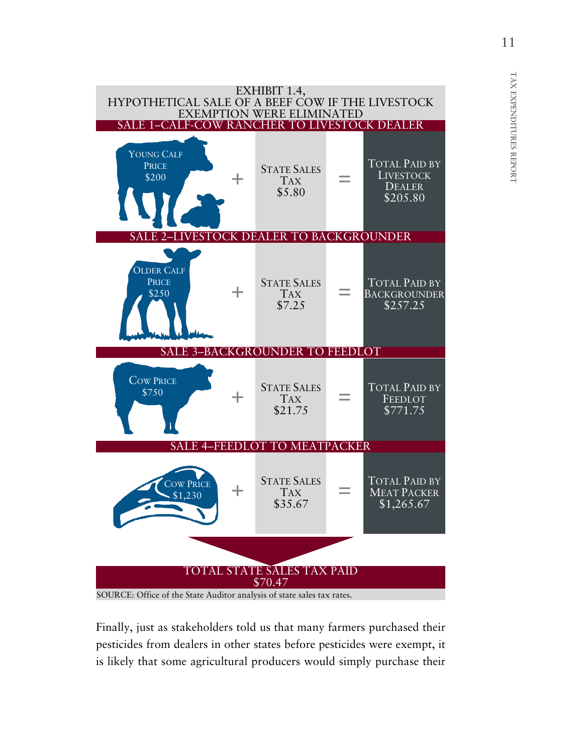**EXHIBIT 1.4, HYPOTHETICAL SALE OF A BEEF COW IF THE LIVESTOCK EXEMPTION WERE ELIMINATED**

| Sale | Price | | State Sales Tax | | Total Paid |
|---|---|---|---|---|---|
| SALE 1–CALF-COW RANCHER TO LIVESTOCK DEALER | Young Calf Price $200 | + | State Sales Tax $5.80 | = | Total Paid by Livestock Dealer $205.80 |
| SALE 2–LIVESTOCK DEALER TO BACKGROUNDER | Older Calf Price $250 | + | State Sales Tax $7.25 | = | Total Paid by Backgrounder $257.25 |
| SALE 3–BACKGROUNDER TO FEEDLOT | Cow Price $750 | + | State Sales Tax $21.75 | = | Total Paid by Feedlot $771.75 |
| SALE 4–FEEDLOT TO MEATPACKER | Cow Price $1,230 | + | State Sales Tax $35.67 | = | Total Paid by Meat Packer $1,265.67 |

**TOTAL STATE SALES TAX PAID $70.47**

SOURCE: Office of the State Auditor analysis of state sales tax rates.

Finally, just as stakeholders told us that many farmers purchased their pesticides from dealers in other states before pesticides were exempt, it is likely that some agricultural producers would simply purchase their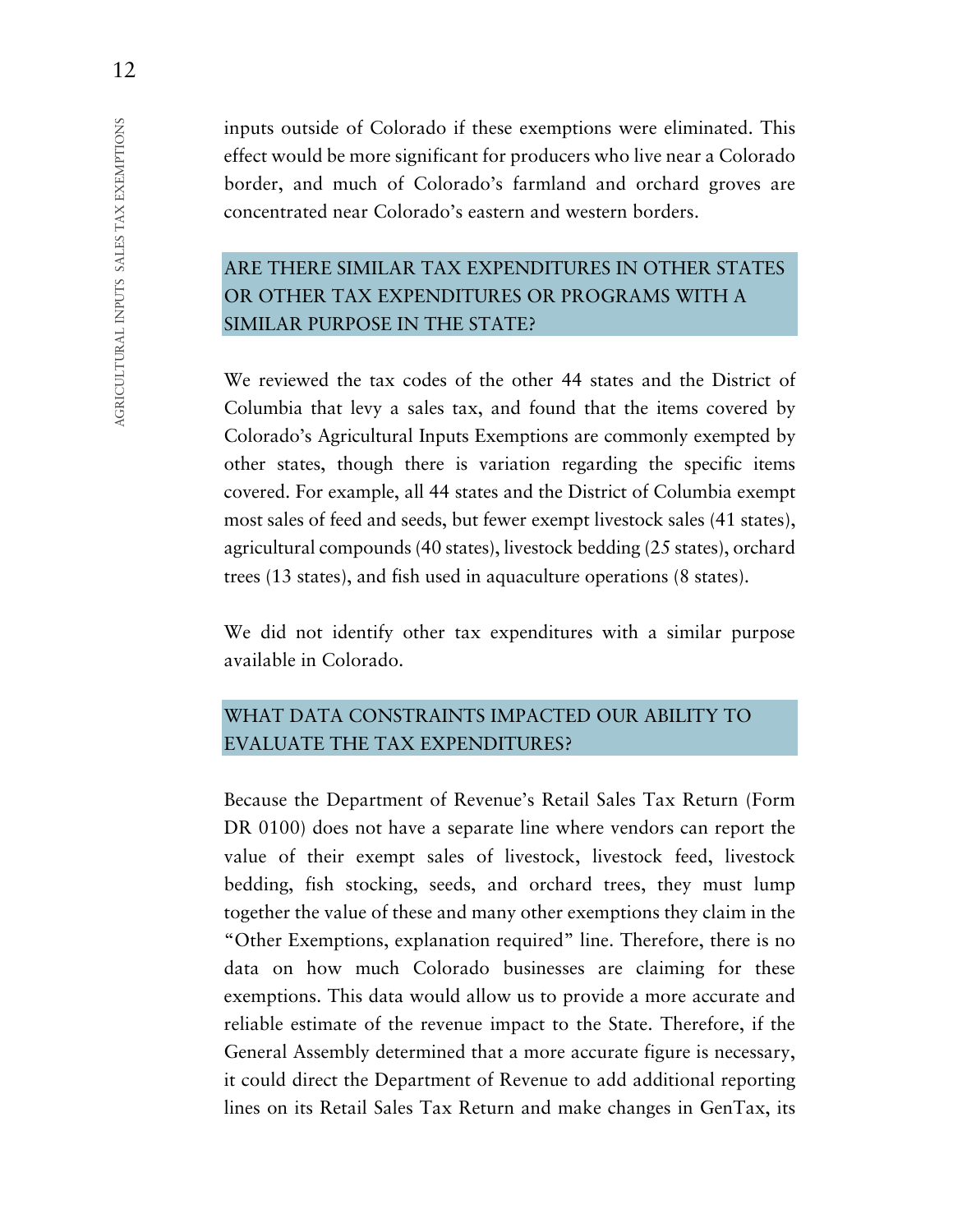inputs outside of Colorado if these exemptions were eliminated. This effect would be more significant for producers who live near a Colorado border, and much of Colorado's farmland and orchard groves are concentrated near Colorado's eastern and western borders.

## ARE THERE SIMILAR TAX EXPENDITURES IN OTHER STATES OR OTHER TAX EXPENDITURES OR PROGRAMS WITH A SIMILAR PURPOSE IN THE STATE?

We reviewed the tax codes of the other 44 states and the District of Columbia that levy a sales tax, and found that the items covered by Colorado's Agricultural Inputs Exemptions are commonly exempted by other states, though there is variation regarding the specific items covered. For example, all 44 states and the District of Columbia exempt most sales of feed and seeds, but fewer exempt livestock sales (41 states), agricultural compounds (40 states), livestock bedding (25 states), orchard trees (13 states), and fish used in aquaculture operations (8 states).

We did not identify other tax expenditures with a similar purpose available in Colorado.

## WHAT DATA CONSTRAINTS IMPACTED OUR ABILITY TO EVALUATE THE TAX EXPENDITURES?

Because the Department of Revenue's Retail Sales Tax Return (Form DR 0100) does not have a separate line where vendors can report the value of their exempt sales of livestock, livestock feed, livestock bedding, fish stocking, seeds, and orchard trees, they must lump together the value of these and many other exemptions they claim in the "Other Exemptions, explanation required" line. Therefore, there is no data on how much Colorado businesses are claiming for these exemptions. This data would allow us to provide a more accurate and reliable estimate of the revenue impact to the State. Therefore, if the General Assembly determined that a more accurate figure is necessary, it could direct the Department of Revenue to add additional reporting lines on its Retail Sales Tax Return and make changes in GenTax, its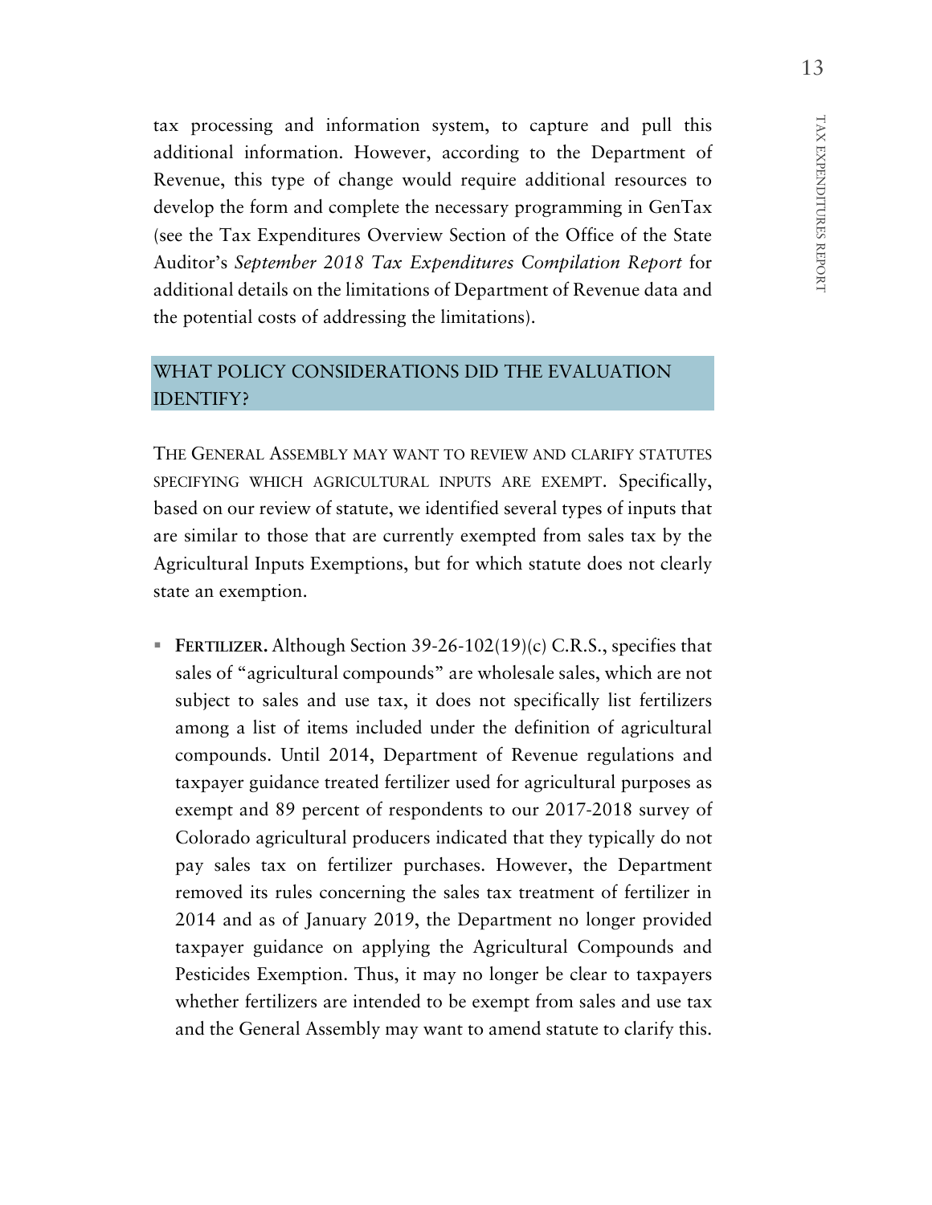tax processing and information system, to capture and pull this additional information. However, according to the Department of Revenue, this type of change would require additional resources to develop the form and complete the necessary programming in GenTax (see the Tax Expenditures Overview Section of the Office of the State Auditor's *September 2018 Tax Expenditures Compilation Report* for additional details on the limitations of Department of Revenue data and the potential costs of addressing the limitations).

## WHAT POLICY CONSIDERATIONS DID THE EVALUATION IDENTIFY?

THE GENERAL ASSEMBLY MAY WANT TO REVIEW AND CLARIFY STATUTES SPECIFYING WHICH AGRICULTURAL INPUTS ARE EXEMPT. Specifically, based on our review of statute, we identified several types of inputs that are similar to those that are currently exempted from sales tax by the Agricultural Inputs Exemptions, but for which statute does not clearly state an exemption.

- **FERTILIZER.** Although Section 39-26-102(19)(c) C.R.S., specifies that sales of "agricultural compounds" are wholesale sales, which are not subject to sales and use tax, it does not specifically list fertilizers among a list of items included under the definition of agricultural compounds. Until 2014, Department of Revenue regulations and taxpayer guidance treated fertilizer used for agricultural purposes as exempt and 89 percent of respondents to our 2017-2018 survey of Colorado agricultural producers indicated that they typically do not pay sales tax on fertilizer purchases. However, the Department removed its rules concerning the sales tax treatment of fertilizer in 2014 and as of January 2019, the Department no longer provided taxpayer guidance on applying the Agricultural Compounds and Pesticides Exemption. Thus, it may no longer be clear to taxpayers whether fertilizers are intended to be exempt from sales and use tax and the General Assembly may want to amend statute to clarify this.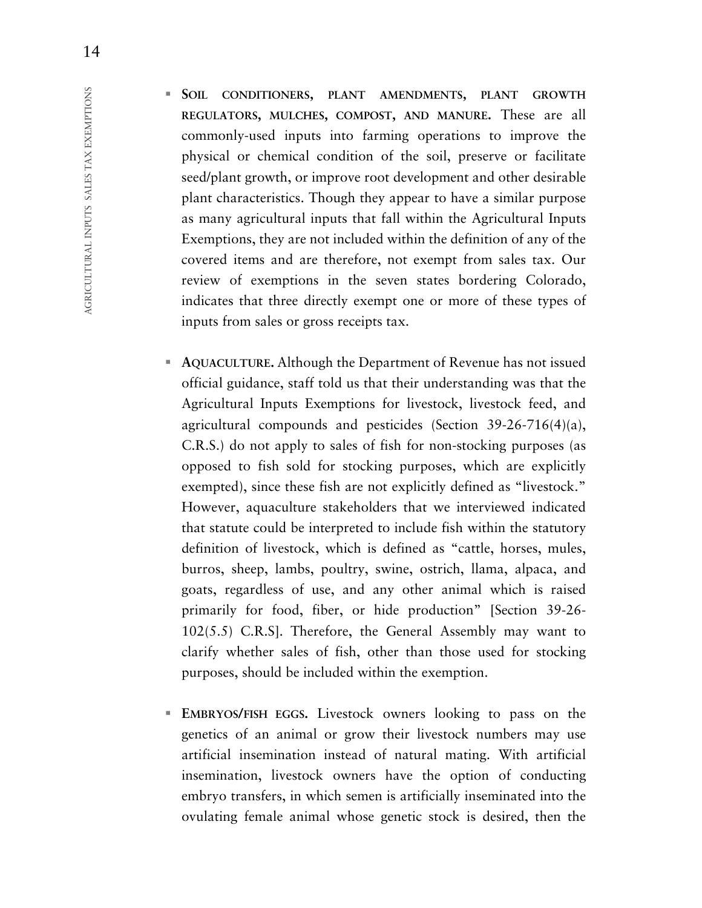- **Soil conditioners, plant amendments, plant growth regulators, mulches, compost, and manure.** These are all commonly-used inputs into farming operations to improve the physical or chemical condition of the soil, preserve or facilitate seed/plant growth, or improve root development and other desirable plant characteristics. Though they appear to have a similar purpose as many agricultural inputs that fall within the Agricultural Inputs Exemptions, they are not included within the definition of any of the covered items and are therefore, not exempt from sales tax. Our review of exemptions in the seven states bordering Colorado, indicates that three directly exempt one or more of these types of inputs from sales or gross receipts tax.

- **Aquaculture.** Although the Department of Revenue has not issued official guidance, staff told us that their understanding was that the Agricultural Inputs Exemptions for livestock, livestock feed, and agricultural compounds and pesticides (Section 39-26-716(4)(a), C.R.S.) do not apply to sales of fish for non-stocking purposes (as opposed to fish sold for stocking purposes, which are explicitly exempted), since these fish are not explicitly defined as "livestock." However, aquaculture stakeholders that we interviewed indicated that statute could be interpreted to include fish within the statutory definition of livestock, which is defined as "cattle, horses, mules, burros, sheep, lambs, poultry, swine, ostrich, llama, alpaca, and goats, regardless of use, and any other animal which is raised primarily for food, fiber, or hide production" [Section 39-26-102(5.5) C.R.S]. Therefore, the General Assembly may want to clarify whether sales of fish, other than those used for stocking purposes, should be included within the exemption.

- **Embryos/fish eggs.** Livestock owners looking to pass on the genetics of an animal or grow their livestock numbers may use artificial insemination instead of natural mating. With artificial insemination, livestock owners have the option of conducting embryo transfers, in which semen is artificially inseminated into the ovulating female animal whose genetic stock is desired, then the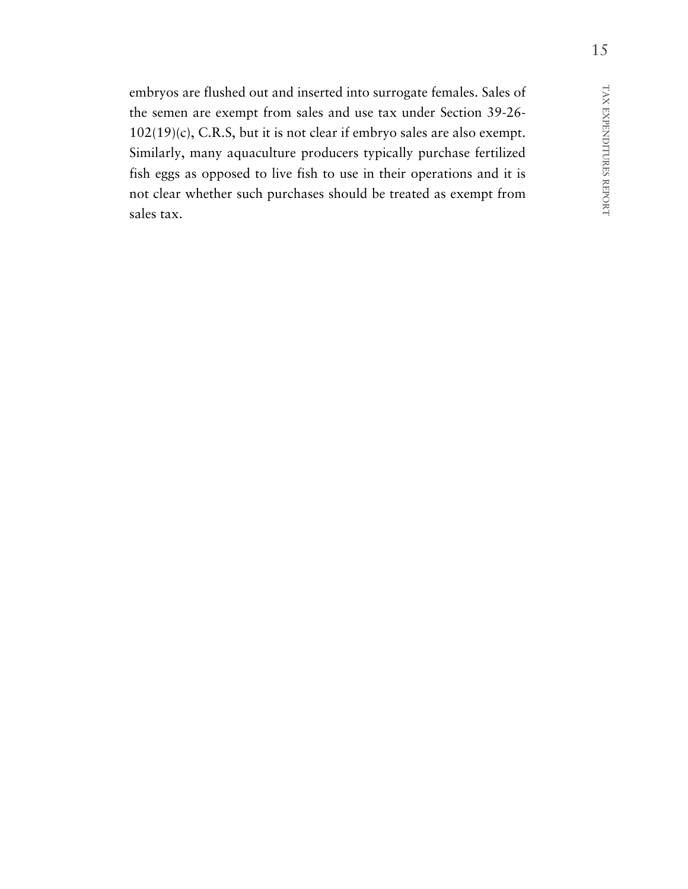embryos are flushed out and inserted into surrogate females. Sales of the semen are exempt from sales and use tax under Section 39-26-102(19)(c), C.R.S, but it is not clear if embryo sales are also exempt. Similarly, many aquaculture producers typically purchase fertilized fish eggs as opposed to live fish to use in their operations and it is not clear whether such purchases should be treated as exempt from sales tax.